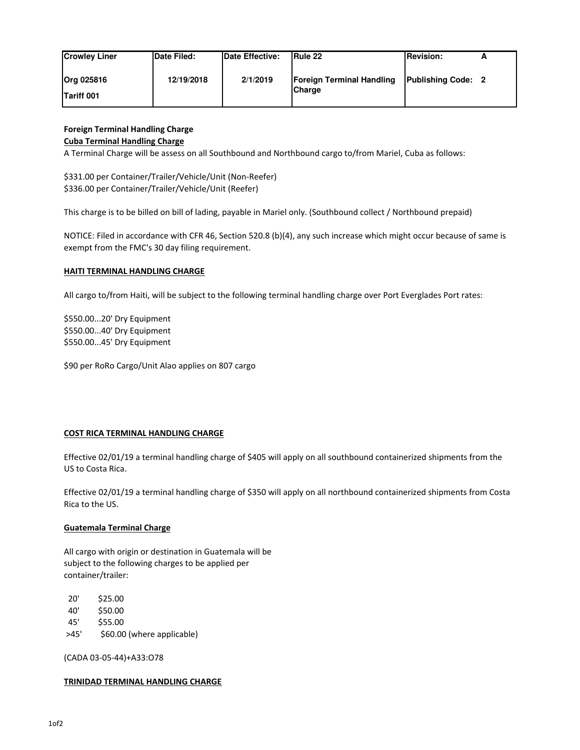| Crowley Liner | Date Filed: | Date Effective: | Rule 22 | Revision: | A |
|---|---|---|---|---|---|
| Org 025816 | 12/19/2018 | 2/1/2019 | Foreign Terminal Handling Charge | Publishing Code: | 2 |
| Tariff 001 | | | | | |

**Foreign Terminal Handling Charge**

**Cuba Terminal Handling Charge**

A Terminal Charge will be assess on all Southbound and Northbound cargo to/from Mariel, Cuba as follows:

$331.00 per Container/Trailer/Vehicle/Unit (Non-Reefer)
$336.00 per Container/Trailer/Vehicle/Unit (Reefer)

This charge is to be billed on bill of lading, payable in Mariel only. (Southbound collect / Northbound prepaid)

NOTICE: Filed in accordance with CFR 46, Section 520.8 (b)(4), any such increase which might occur because of same is exempt from the FMC's 30 day filing requirement.

**HAITI TERMINAL HANDLING CHARGE**

All cargo to/from Haiti, will be subject to the following terminal handling charge over Port Everglades Port rates:

$550.00...20' Dry Equipment
$550.00...40' Dry Equipment
$550.00...45' Dry Equipment

$90 per RoRo Cargo/Unit Alao applies on 807 cargo

**COST RICA TERMINAL HANDLING CHARGE**

Effective 02/01/19 a terminal handling charge of $405 will apply on all southbound containerized shipments from the US to Costa Rica.

Effective 02/01/19 a terminal handling charge of $350 will apply on all northbound containerized shipments from Costa Rica to the US.

**Guatemala Terminal Charge**

All cargo with origin or destination in Guatemala will be subject to the following charges to be applied per container/trailer:

| | |
|---|---|
| 20' | $25.00 |
| 40' | $50.00 |
| 45' | $55.00 |
| >45' | $60.00 (where applicable) |

(CADA 03-05-44)+A33:O78

**TRINIDAD TERMINAL HANDLING CHARGE**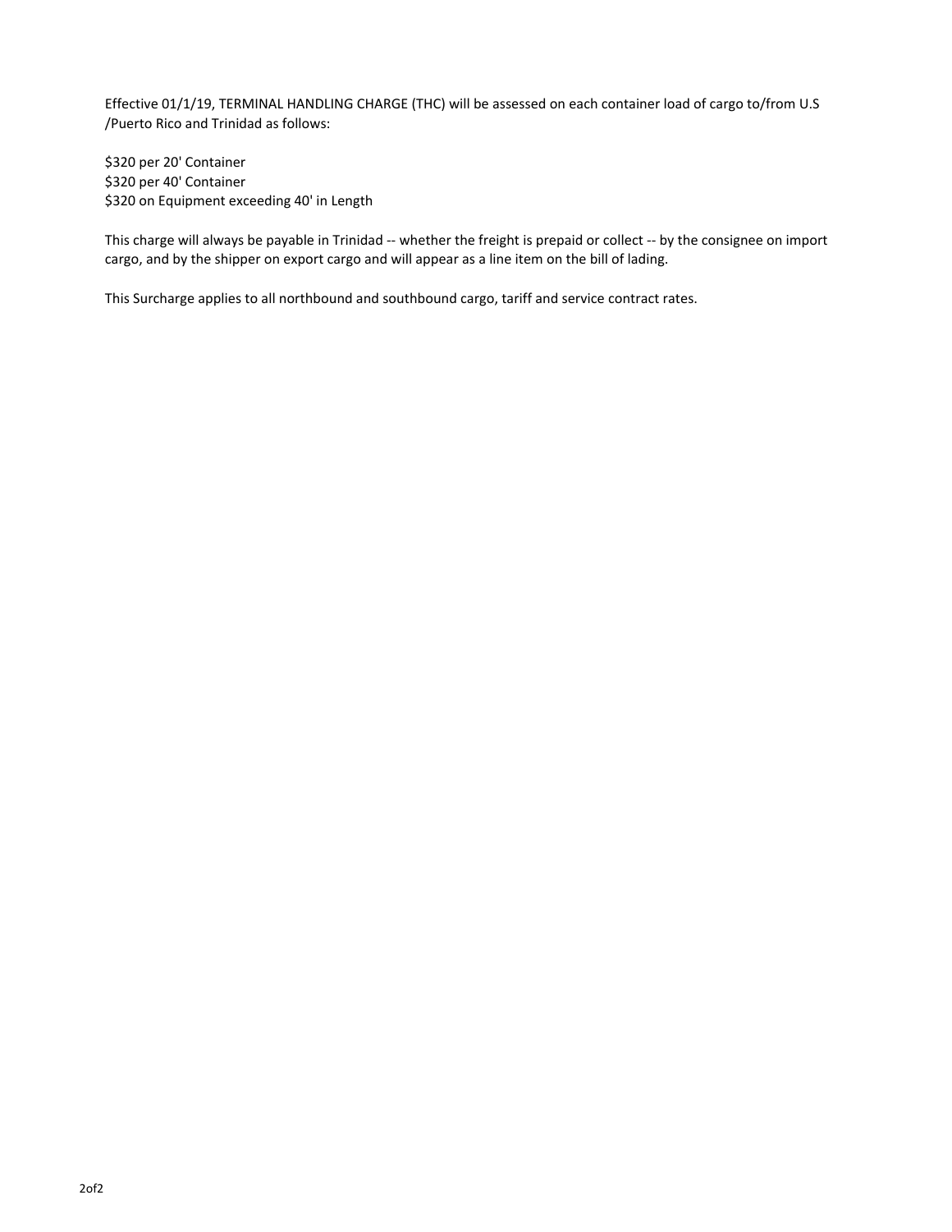Effective 01/1/19, TERMINAL HANDLING CHARGE (THC) will be assessed on each container load of cargo to/from U.S /Puerto Rico and Trinidad as follows:

$320 per 20' Container
$320 per 40' Container
$320 on Equipment exceeding 40' in Length

This charge will always be payable in Trinidad -- whether the freight is prepaid or collect -- by the consignee on import cargo, and by the shipper on export cargo and will appear as a line item on the bill of lading.

This Surcharge applies to all northbound and southbound cargo, tariff and service contract rates.